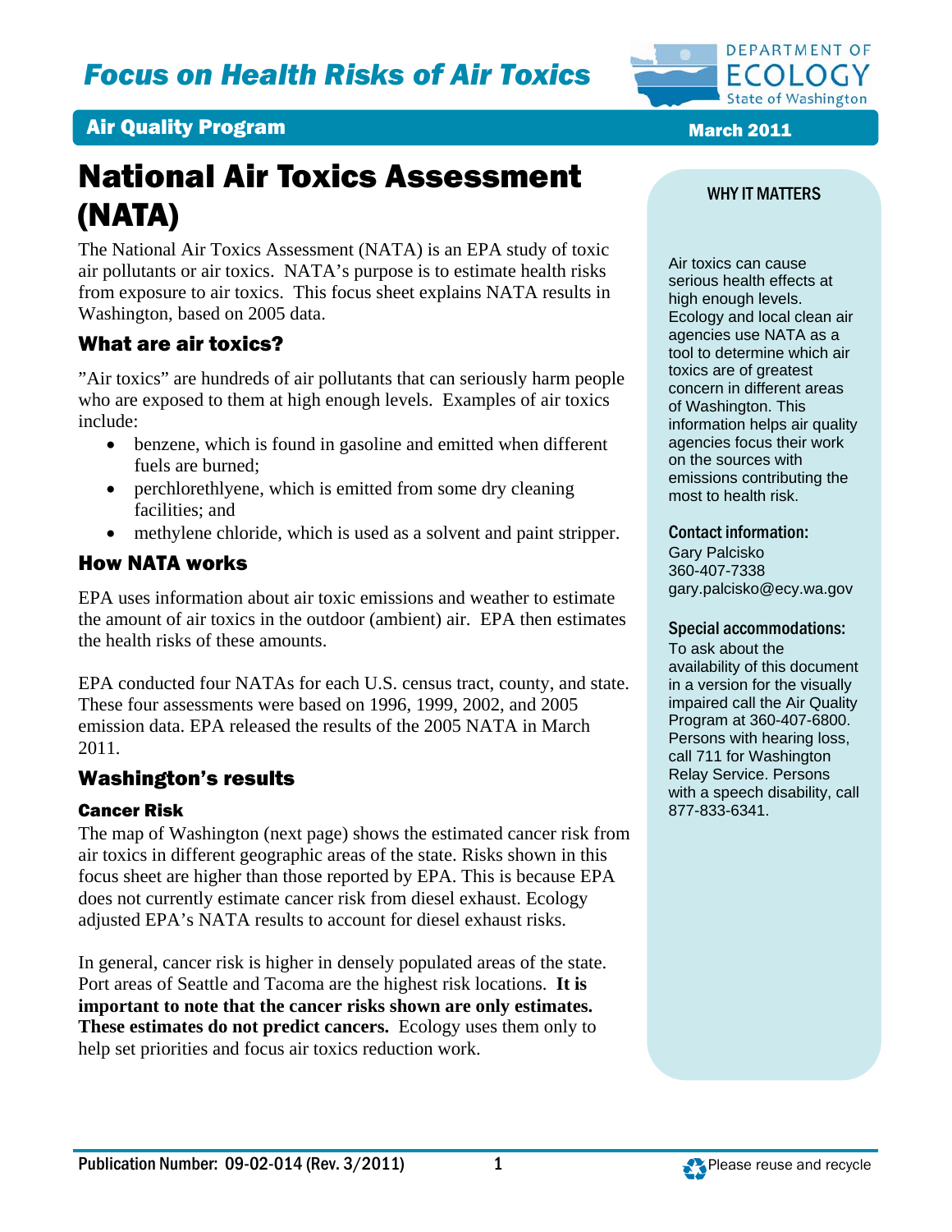# Focus on Health Risks of Air Toxics

**Air Quality Program** — March 2011

# National Air Toxics Assessment (NATA)

The National Air Toxics Assessment (NATA) is an EPA study of toxic air pollutants or air toxics. NATA's purpose is to estimate health risks from exposure to air toxics. This focus sheet explains NATA results in Washington, based on 2005 data.

## What are air toxics?

"Air toxics" are hundreds of air pollutants that can seriously harm people who are exposed to them at high enough levels. Examples of air toxics include:

- benzene, which is found in gasoline and emitted when different fuels are burned;
- perchlorethlyene, which is emitted from some dry cleaning facilities; and
- methylene chloride, which is used as a solvent and paint stripper.

## How NATA works

EPA uses information about air toxic emissions and weather to estimate the amount of air toxics in the outdoor (ambient) air. EPA then estimates the health risks of these amounts.

EPA conducted four NATAs for each U.S. census tract, county, and state. These four assessments were based on 1996, 1999, 2002, and 2005 emission data. EPA released the results of the 2005 NATA in March 2011.

## Washington's results

### Cancer Risk

The map of Washington (next page) shows the estimated cancer risk from air toxics in different geographic areas of the state. Risks shown in this focus sheet are higher than those reported by EPA. This is because EPA does not currently estimate cancer risk from diesel exhaust. Ecology adjusted EPA's NATA results to account for diesel exhaust risks.

In general, cancer risk is higher in densely populated areas of the state. Port areas of Seattle and Tacoma are the highest risk locations. **It is important to note that the cancer risks shown are only estimates. These estimates do not predict cancers.** Ecology uses them only to help set priorities and focus air toxics reduction work.

### WHY IT MATTERS

Air toxics can cause serious health effects at high enough levels. Ecology and local clean air agencies use NATA as a tool to determine which air toxics are of greatest concern in different areas of Washington. This information helps air quality agencies focus their work on the sources with emissions contributing the most to health risk.

**Contact information:**
Gary Palcisko
360-407-7338
gary.palcisko@ecy.wa.gov

**Special accommodations:**
To ask about the availability of this document in a version for the visually impaired call the Air Quality Program at 360-407-6800. Persons with hearing loss, call 711 for Washington Relay Service. Persons with a speech disability, call 877-833-6341.

Publication Number: 09-02-014 (Rev. 3/2011)

Please reuse and recycle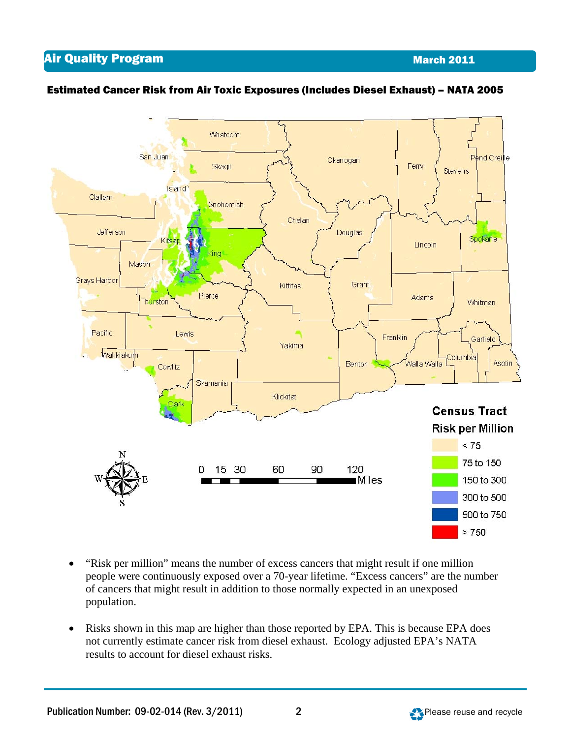### Estimated Cancer Risk from Air Toxic Exposures (Includes Diesel Exhaust) – NATA 2005

- "Risk per million" means the number of excess cancers that might result if one million people were continuously exposed over a 70-year lifetime. "Excess cancers" are the number of cancers that might result in addition to those normally expected in an unexposed population.

- Risks shown in this map are higher than those reported by EPA. This is because EPA does not currently estimate cancer risk from diesel exhaust. Ecology adjusted EPA's NATA results to account for diesel exhaust risks.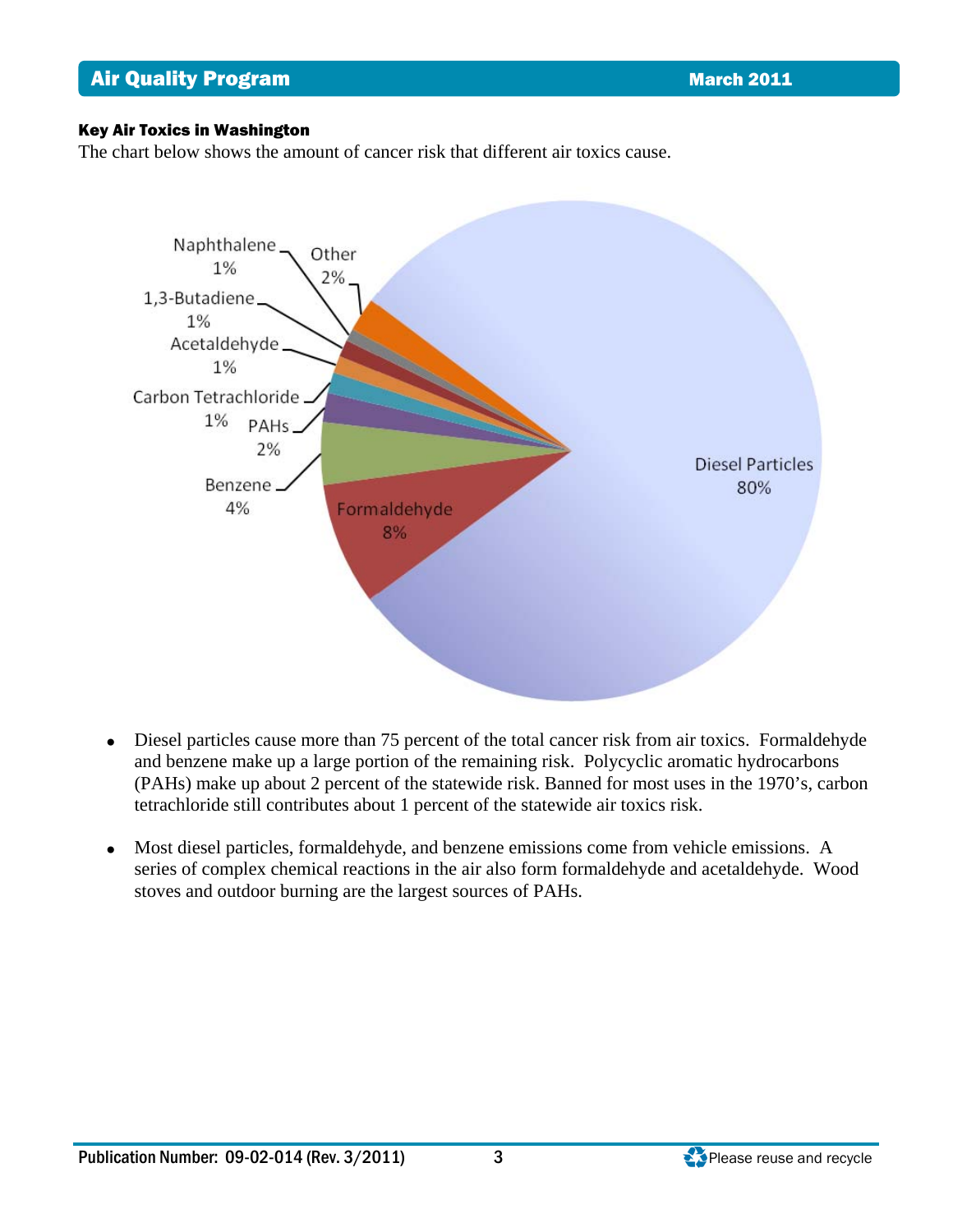### Key Air Toxics in Washington

The chart below shows the amount of cancer risk that different air toxics cause.

| Air toxic | Share of cancer risk |
| --- | --- |
| Diesel Particles | 80% |
| Formaldehyde | 8% |
| Benzene | 4% |
| PAHs | 2% |
| Carbon Tetrachloride | 1% |
| Acetaldehyde | 1% |
| 1,3-Butadiene | 1% |
| Naphthalene | 1% |
| Other | 2% |

- Diesel particles cause more than 75 percent of the total cancer risk from air toxics. Formaldehyde and benzene make up a large portion of the remaining risk. Polycyclic aromatic hydrocarbons (PAHs) make up about 2 percent of the statewide risk. Banned for most uses in the 1970's, carbon tetrachloride still contributes about 1 percent of the statewide air toxics risk.
- Most diesel particles, formaldehyde, and benzene emissions come from vehicle emissions. A series of complex chemical reactions in the air also form formaldehyde and acetaldehyde. Wood stoves and outdoor burning are the largest sources of PAHs.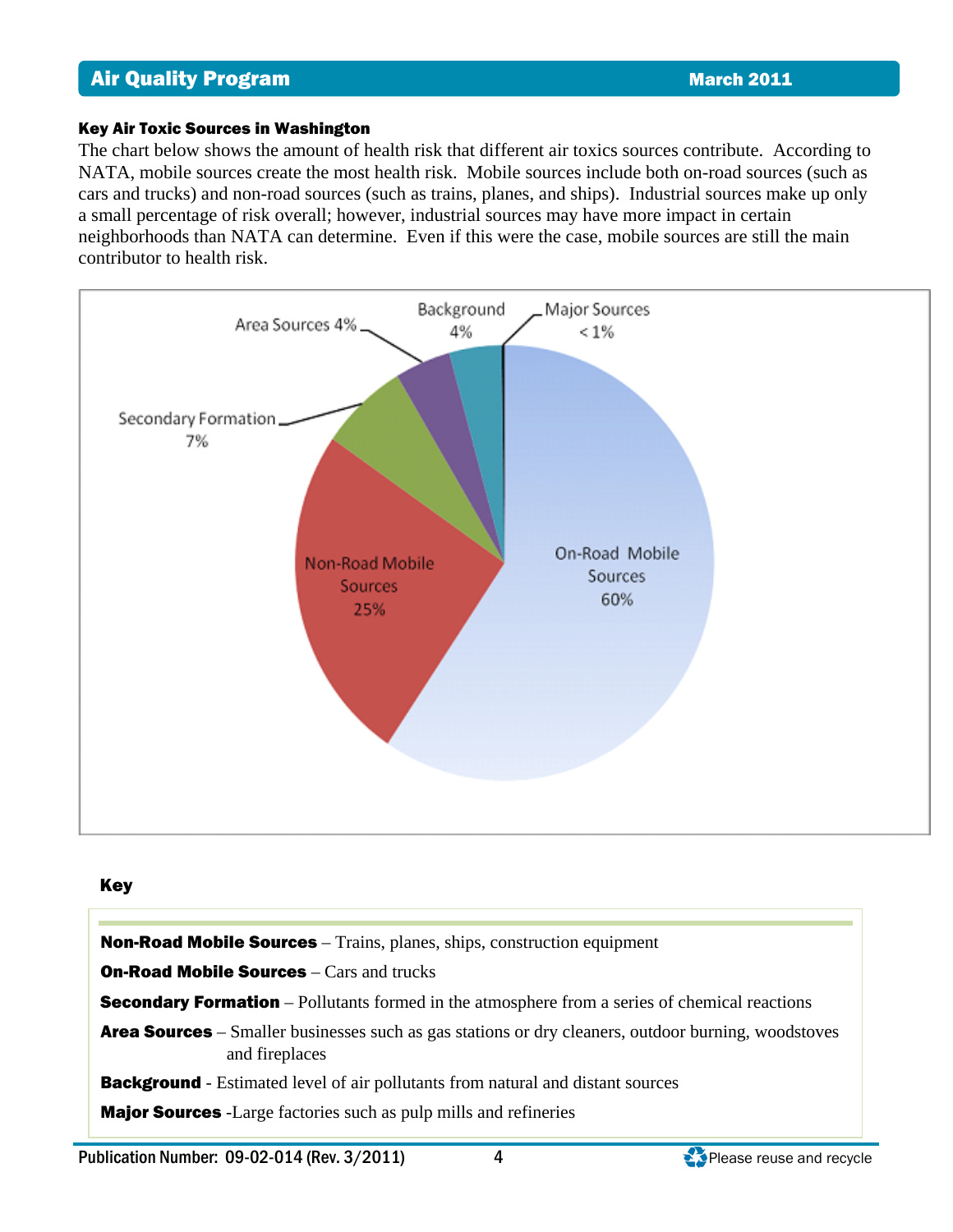### Key Air Toxic Sources in Washington

The chart below shows the amount of health risk that different air toxics sources contribute. According to NATA, mobile sources create the most health risk. Mobile sources include both on-road sources (such as cars and trucks) and non-road sources (such as trains, planes, and ships). Industrial sources make up only a small percentage of risk overall; however, industrial sources may have more impact in certain neighborhoods than NATA can determine. Even if this were the case, mobile sources are still the main contributor to health risk.

On-Road Mobile Sources 60%

Non-Road Mobile Sources 25%

Secondary Formation 7%

Area Sources 4%

Background 4%

Major Sources < 1%

**Key**

**Non-Road Mobile Sources** – Trains, planes, ships, construction equipment

**On-Road Mobile Sources** – Cars and trucks

**Secondary Formation** – Pollutants formed in the atmosphere from a series of chemical reactions

**Area Sources** – Smaller businesses such as gas stations or dry cleaners, outdoor burning, woodstoves and fireplaces

**Background** - Estimated level of air pollutants from natural and distant sources

**Major Sources** -Large factories such as pulp mills and refineries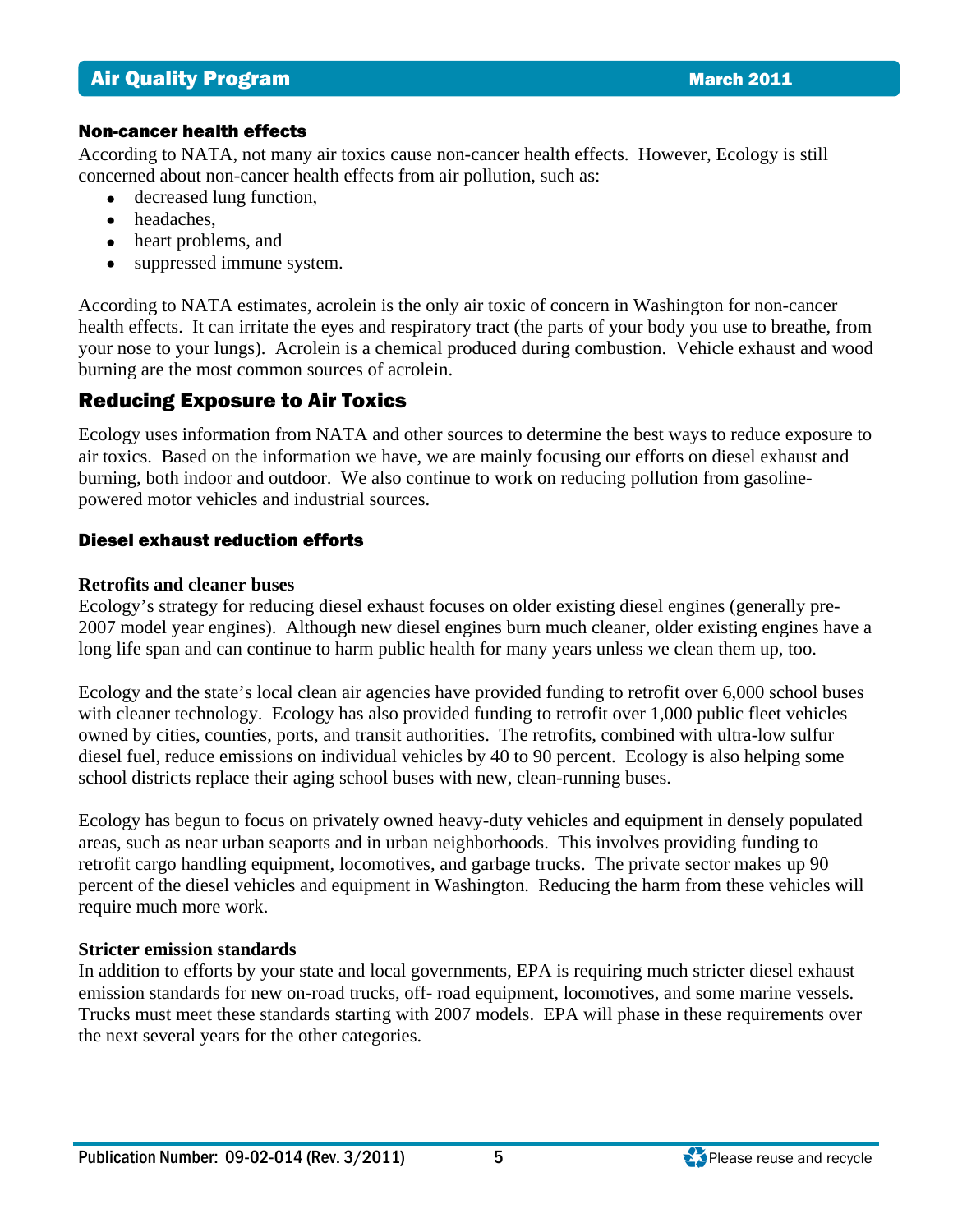### Non-cancer health effects

According to NATA, not many air toxics cause non-cancer health effects. However, Ecology is still concerned about non-cancer health effects from air pollution, such as:

- decreased lung function,
- headaches,
- heart problems, and
- suppressed immune system.

According to NATA estimates, acrolein is the only air toxic of concern in Washington for non-cancer health effects. It can irritate the eyes and respiratory tract (the parts of your body you use to breathe, from your nose to your lungs). Acrolein is a chemical produced during combustion. Vehicle exhaust and wood burning are the most common sources of acrolein.

## Reducing Exposure to Air Toxics

Ecology uses information from NATA and other sources to determine the best ways to reduce exposure to air toxics. Based on the information we have, we are mainly focusing our efforts on diesel exhaust and burning, both indoor and outdoor. We also continue to work on reducing pollution from gasoline-powered motor vehicles and industrial sources.

### Diesel exhaust reduction efforts

**Retrofits and cleaner buses**

Ecology's strategy for reducing diesel exhaust focuses on older existing diesel engines (generally pre-2007 model year engines). Although new diesel engines burn much cleaner, older existing engines have a long life span and can continue to harm public health for many years unless we clean them up, too.

Ecology and the state's local clean air agencies have provided funding to retrofit over 6,000 school buses with cleaner technology. Ecology has also provided funding to retrofit over 1,000 public fleet vehicles owned by cities, counties, ports, and transit authorities. The retrofits, combined with ultra-low sulfur diesel fuel, reduce emissions on individual vehicles by 40 to 90 percent. Ecology is also helping some school districts replace their aging school buses with new, clean-running buses.

Ecology has begun to focus on privately owned heavy-duty vehicles and equipment in densely populated areas, such as near urban seaports and in urban neighborhoods. This involves providing funding to retrofit cargo handling equipment, locomotives, and garbage trucks. The private sector makes up 90 percent of the diesel vehicles and equipment in Washington. Reducing the harm from these vehicles will require much more work.

**Stricter emission standards**

In addition to efforts by your state and local governments, EPA is requiring much stricter diesel exhaust emission standards for new on-road trucks, off- road equipment, locomotives, and some marine vessels. Trucks must meet these standards starting with 2007 models. EPA will phase in these requirements over the next several years for the other categories.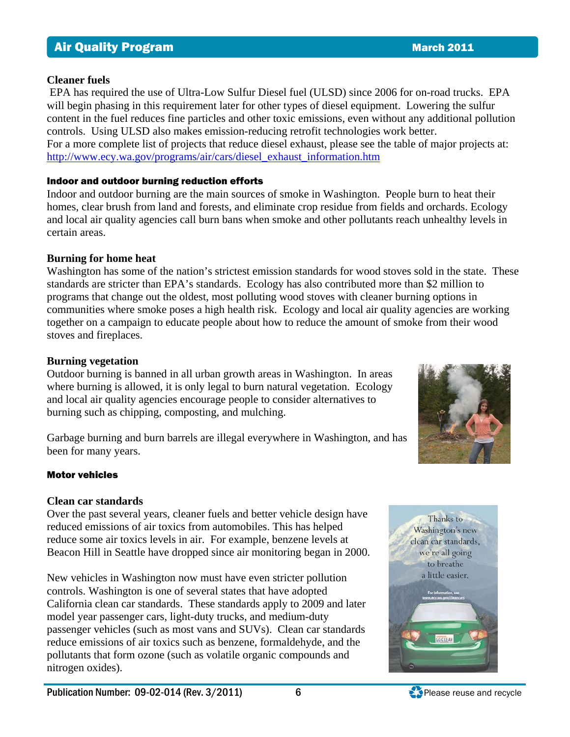### Cleaner fuels

EPA has required the use of Ultra-Low Sulfur Diesel fuel (ULSD) since 2006 for on-road trucks. EPA will begin phasing in this requirement later for other types of diesel equipment. Lowering the sulfur content in the fuel reduces fine particles and other toxic emissions, even without any additional pollution controls. Using ULSD also makes emission-reducing retrofit technologies work better.
For a more complete list of projects that reduce diesel exhaust, please see the table of major projects at: http://www.ecy.wa.gov/programs/air/cars/diesel_exhaust_information.htm

## Indoor and outdoor burning reduction efforts

Indoor and outdoor burning are the main sources of smoke in Washington. People burn to heat their homes, clear brush from land and forests, and eliminate crop residue from fields and orchards. Ecology and local air quality agencies call burn bans when smoke and other pollutants reach unhealthy levels in certain areas.

### Burning for home heat

Washington has some of the nation's strictest emission standards for wood stoves sold in the state. These standards are stricter than EPA's standards. Ecology has also contributed more than $2 million to programs that change out the oldest, most polluting wood stoves with cleaner burning options in communities where smoke poses a high health risk. Ecology and local air quality agencies are working together on a campaign to educate people about how to reduce the amount of smoke from their wood stoves and fireplaces.

### Burning vegetation

Outdoor burning is banned in all urban growth areas in Washington. In areas where burning is allowed, it is only legal to burn natural vegetation. Ecology and local air quality agencies encourage people to consider alternatives to burning such as chipping, composting, and mulching.

Garbage burning and burn barrels are illegal everywhere in Washington, and has been for many years.

## Motor vehicles

### Clean car standards

Over the past several years, cleaner fuels and better vehicle design have reduced emissions of air toxics from automobiles. This has helped reduce some air toxics levels in air. For example, benzene levels at Beacon Hill in Seattle have dropped since air monitoring began in 2000.

New vehicles in Washington now must have even stricter pollution controls. Washington is one of several states that have adopted California clean car standards. These standards apply to 2009 and later model year passenger cars, light-duty trucks, and medium-duty passenger vehicles (such as most vans and SUVs). Clean car standards reduce emissions of air toxics such as benzene, formaldehyde, and the pollutants that form ozone (such as volatile organic compounds and nitrogen oxides).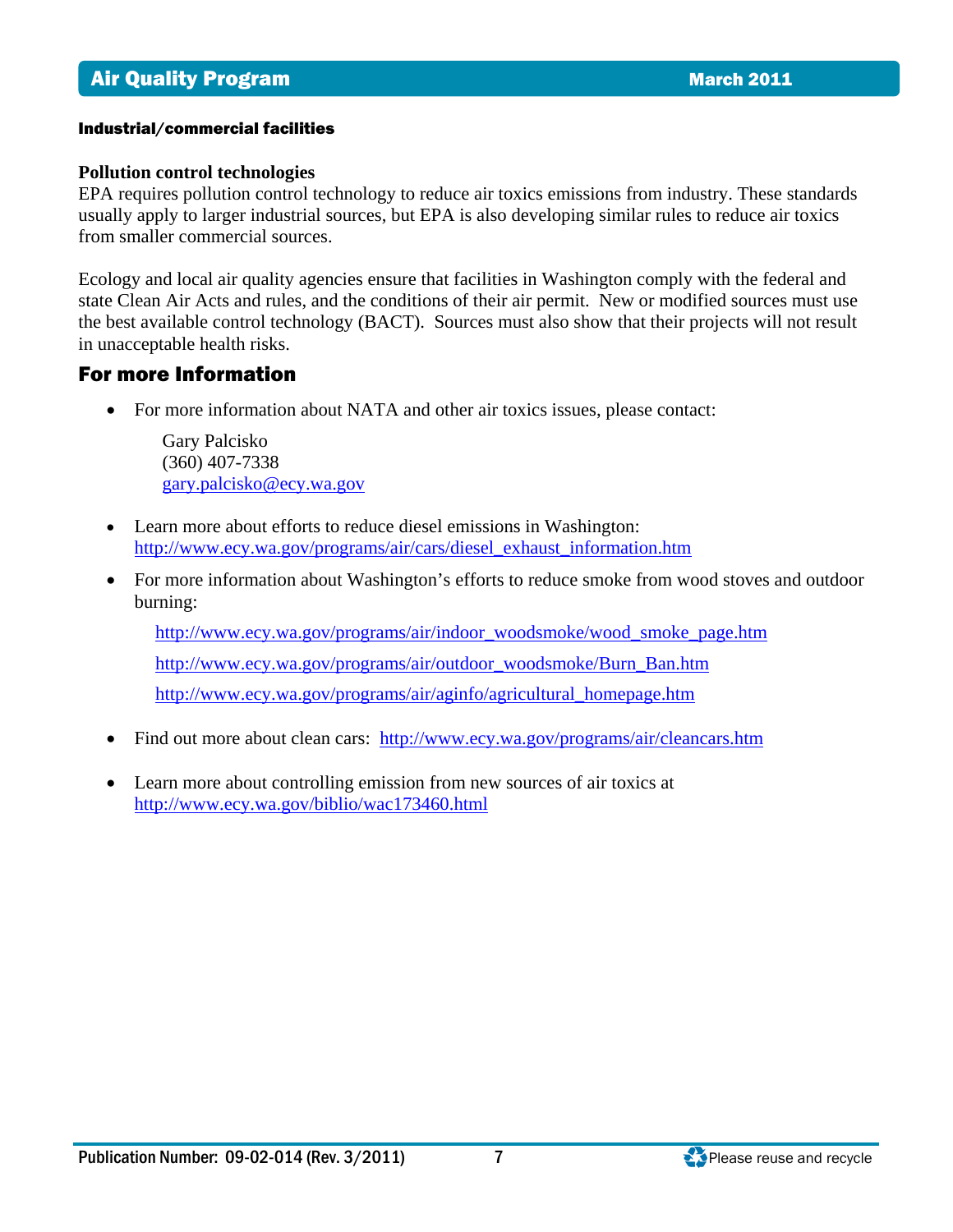#### Industrial/commercial facilities

**Pollution control technologies**

EPA requires pollution control technology to reduce air toxics emissions from industry. These standards usually apply to larger industrial sources, but EPA is also developing similar rules to reduce air toxics from smaller commercial sources.

Ecology and local air quality agencies ensure that facilities in Washington comply with the federal and state Clean Air Acts and rules, and the conditions of their air permit. New or modified sources must use the best available control technology (BACT). Sources must also show that their projects will not result in unacceptable health risks.

## For more Information

- For more information about NATA and other air toxics issues, please contact:

  Gary Palcisko
  (360) 407-7338
  gary.palcisko@ecy.wa.gov

- Learn more about efforts to reduce diesel emissions in Washington: http://www.ecy.wa.gov/programs/air/cars/diesel_exhaust_information.htm

- For more information about Washington's efforts to reduce smoke from wood stoves and outdoor burning:

  http://www.ecy.wa.gov/programs/air/indoor_woodsmoke/wood_smoke_page.htm

  http://www.ecy.wa.gov/programs/air/outdoor_woodsmoke/Burn_Ban.htm

  http://www.ecy.wa.gov/programs/air/aginfo/agricultural_homepage.htm

- Find out more about clean cars: http://www.ecy.wa.gov/programs/air/cleancars.htm

- Learn more about controlling emission from new sources of air toxics at http://www.ecy.wa.gov/biblio/wac173460.html